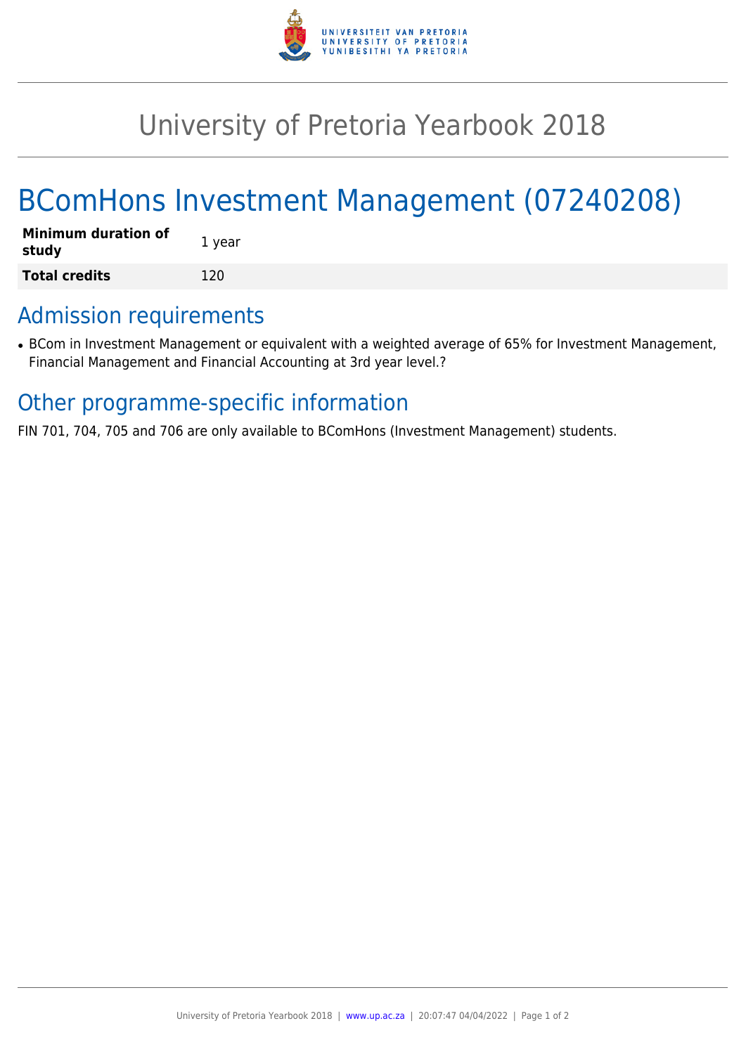# University of Pretoria Yearbook 2018

## BComHons Investment Management (07240208)

| **Minimum duration of study** | 1 year |
|---|---|
| **Total credits** | 120 |

## Admission requirements

- BCom in Investment Management or equivalent with a weighted average of 65% for Investment Management, Financial Management and Financial Accounting at 3rd year level.?

## Other programme-specific information

FIN 701, 704, 705 and 706 are only available to BComHons (Investment Management) students.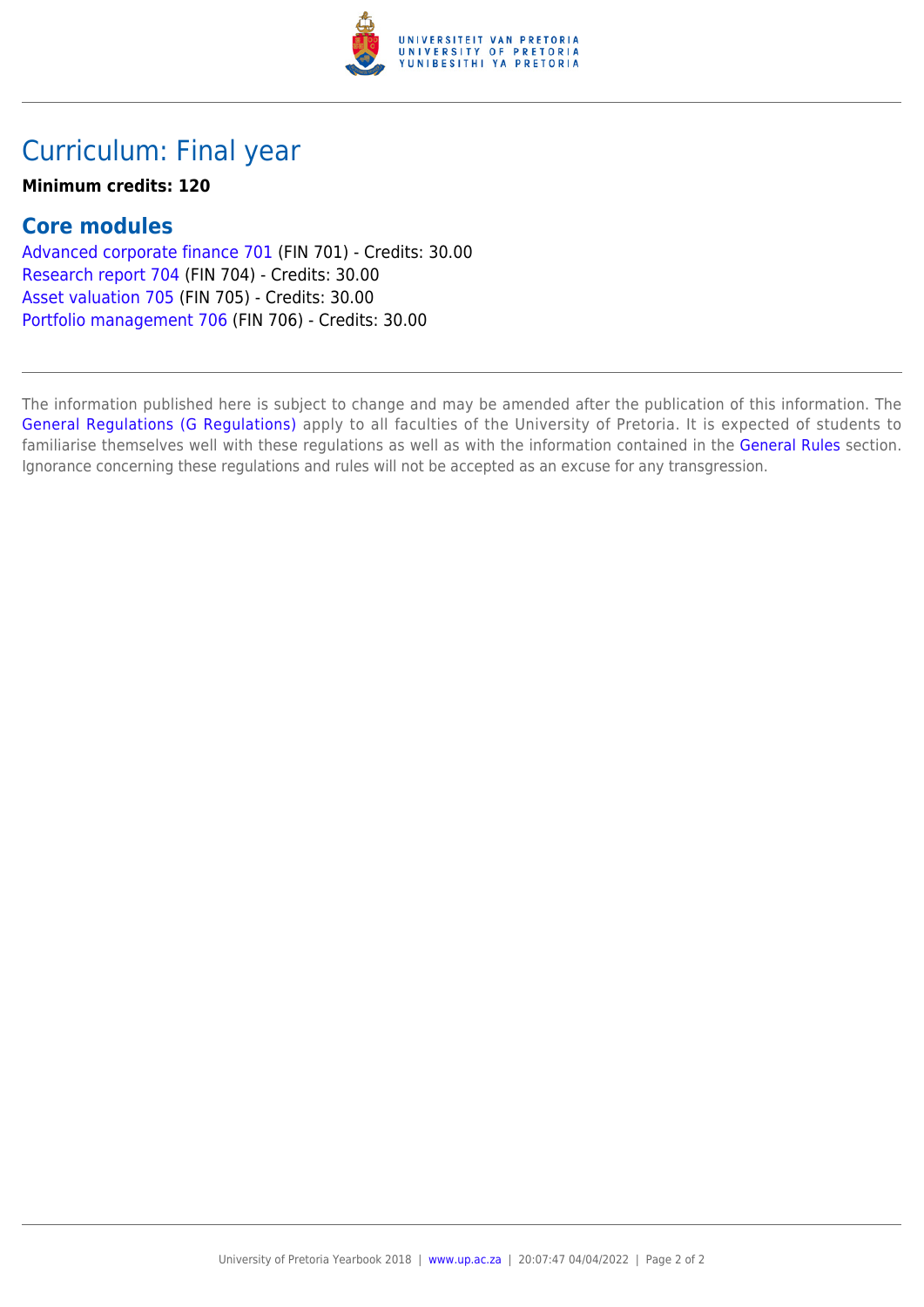## Curriculum: Final year

**Minimum credits: 120**

### Core modules

Advanced corporate finance 701 (FIN 701) - Credits: 30.00
Research report 704 (FIN 704) - Credits: 30.00
Asset valuation 705 (FIN 705) - Credits: 30.00
Portfolio management 706 (FIN 706) - Credits: 30.00

The information published here is subject to change and may be amended after the publication of this information. The General Regulations (G Regulations) apply to all faculties of the University of Pretoria. It is expected of students to familiarise themselves well with these regulations as well as with the information contained in the General Rules section. Ignorance concerning these regulations and rules will not be accepted as an excuse for any transgression.